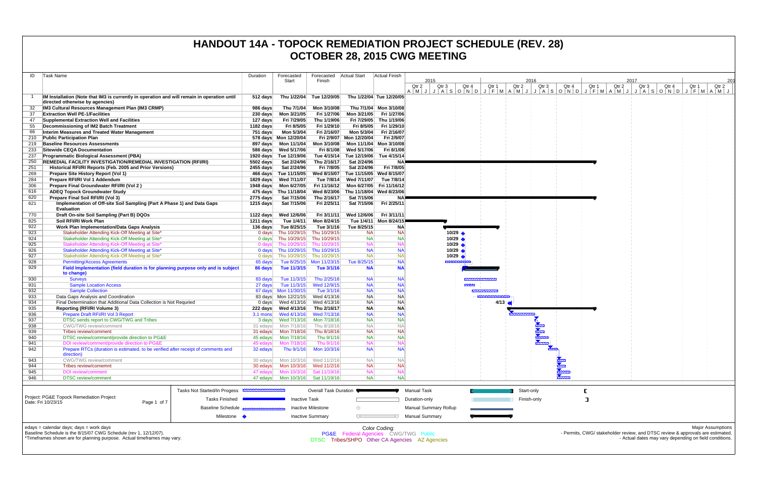# HANDOUT 14A - TOPOCK REMEDIATION PROJECT SCHEDULE (REV. 28)
# OCTOBER 28, 2015 CWG MEETING

| ID | Task Name | Duration | Forecasted Start | Forecasted Finish | Actual Start | Actual Finish |
|---|---|---|---|---|---|---|
| 1 | **IM Installation (Note that IM3 is currently in operation and will remain in operation until directed otherwise by agencies)** | **512 days** | **Thu 1/22/04** | **Tue 12/20/05** | **Thu 1/22/04** | **Tue 12/20/05** |
| 32 | **IM3 Cultural Resources Management Plan (IM3 CRMP)** | **986 days** | **Thu 7/1/04** | **Mon 3/10/08** | **Thu 7/1/04** | **Mon 3/10/08** |
| 37 | **Extraction Well PE-1/Facilities** | **230 days** | **Mon 3/21/05** | **Fri 1/27/06** | **Mon 3/21/05** | **Fri 1/27/06** |
| 47 | **Supplemental Extraction Well and Facilities** | **127 days** | **Fri 7/29/05** | **Thu 1/19/06** | **Fri 7/29/05** | **Thu 1/19/06** |
| 55 | **Decommissioning of IM2 Batch Treatment** | **1182 days** | **Fri 8/5/05** | **Fri 1/29/10** | **Fri 8/5/05** | **Fri 1/29/10** |
| 66 | **Interim Measures and Treated Water Management** | **751 days** | **Mon 5/3/04** | **Fri 2/16/07** | **Mon 5/3/04** | **Fri 2/16/07** |
| 210 | **Public Participation Plan** | **578 days** | **Mon 12/20/04** | **Fri 2/9/07** | **Mon 12/20/04** | **Fri 2/9/07** |
| 219 | **Baseline Resources Assessments** | **897 days** | **Mon 11/1/04** | **Mon 3/10/08** | **Mon 11/1/04** | **Mon 3/10/08** |
| 233 | **Sitewide CEQA Documentation** | **586 days** | **Wed 5/17/06** | **Fri 8/1/08** | **Wed 5/17/06** | **Fri 8/1/08** |
| 237 | **Programmatic Biological Assessment (PBA)** | **1920 days** | **Tue 12/19/06** | **Tue 4/15/14** | **Tue 12/19/06** | **Tue 4/15/14** |
| 250 | **REMEDIAL FACILITY INVESTIGATION/REMEDIAL INVESTIGATION (RFI/RI)** | **5502 days** | **Sat 2/24/96** | **Thu 2/16/17** | **Sat 2/24/96** | **NA** |
| 251 | **Historical RFI/RI Reports (Feb. 2005 and Prior Versions)** | **2455 days** | **Sat 2/24/96** | **Fri 7/8/05** | **Sat 2/24/96** | **Fri 7/8/05** |
| 269 | **Prepare Site History Report (Vol 1)** | **466 days** | **Tue 11/15/05** | **Wed 8/15/07** | **Tue 11/15/05** | **Wed 8/15/07** |
| 284 | **Prepare RFI/RI Vol 1 Addendum** | **1829 days** | **Wed 7/11/07** | **Tue 7/8/14** | **Wed 7/11/07** | **Tue 7/8/14** |
| 306 | **Prepare Final Groundwater RFI/RI (Vol 2 )** | **1948 days** | **Mon 6/27/05** | **Fri 11/16/12** | **Mon 6/27/05** | **Fri 11/16/12** |
| 616 | **ADEQ Topock Groundwater Study** | **475 days** | **Thu 11/18/04** | **Wed 8/23/06** | **Thu 11/18/04** | **Wed 8/23/06** |
| 620 | **Prepare Final Soil RFI/RI (Vol 3)** | **2775 days** | **Sat 7/15/06** | **Thu 2/16/17** | **Sat 7/15/06** | **NA** |
| 621 | **Implementation of Off-site Soil Sampling (Part A Phase 1) and Data Gaps Evaluation** | **1215 days** | **Sat 7/15/06** | **Fri 2/25/11** | **Sat 7/15/06** | **Fri 2/25/11** |
| 770 | **Draft On-site Soil Sampling (Part B) DQOs** | **1122 days** | **Wed 12/6/06** | **Fri 3/11/11** | **Wed 12/6/06** | **Fri 3/11/11** |
| 825 | **Soil RFI/RI Work Plan** | **1211 days** | **Tue 1/4/11** | **Mon 8/24/15** | **Tue 1/4/11** | **Mon 8/24/15** |
| 922 | **Work Plan Implementation/Data Gaps Analysis** | **136 days** | **Tue 8/25/15** | **Tue 3/1/16** | **Tue 8/25/15** | **NA** |
| 923 | Stakeholder Attending Kick-Off Meeting at Site* | 0 days | Thu 10/29/15 | Thu 10/29/15 | NA | NA |
| 924 | Stakeholder Attending Kick-Off Meeting at Site* | 0 days | Thu 10/29/15 | Thu 10/29/15 | NA | NA |
| 925 | Stakeholder Attending Kick-Off Meeting at Site* | 0 days | Thu 10/29/15 | Thu 10/29/15 | NA | NA |
| 926 | Stakeholder Attending Kick-Off Meeting at Site* | 0 days | Thu 10/29/15 | Thu 10/29/15 | NA | NA |
| 927 | Stakeholder Attending Kick-Off Meeting at Site* | 0 days | Thu 10/29/15 | Thu 10/29/15 | NA | NA |
| 928 | Permitting/Access Agreements | 65 days | Tue 8/25/15 | Mon 11/23/15 | Tue 8/25/15 | NA |
| 929 | **Field Implementation (field duration is for planning purpose only and is subject to change)** | **86 days** | **Tue 11/3/15** | **Tue 3/1/16** | **NA** | **NA** |
| 930 | Surveys | 83 days | Tue 11/3/15 | Thu 2/25/16 | NA | NA |
| 931 | Sample Location Access | 27 days | Tue 11/3/15 | Wed 12/9/15 | NA | NA |
| 932 | Sample Collection | 67 days | Mon 11/30/15 | Tue 3/1/16 | NA | NA |
| 933 | Data Gaps Analysis and Coordination | 83 days | Mon 12/21/15 | Wed 4/13/16 | NA | NA |
| 934 | Final Determination that Additional Data Collection is Not Requried | 0 days | Wed 4/13/16 | Wed 4/13/16 | NA | NA |
| 935 | **Reporting (RFI/RI Volume 3)** | **222 days** | **Wed 4/13/16** | **Thu 2/16/17** | **NA** | **NA** |
| 936 | Prepare Draft RFI/RI Vol 3 Report | 3.1 mons | Wed 4/13/16 | Wed 7/13/16 | NA | NA |
| 937 | DTSC sends report to CWG/TWG and Tribes | 3 days | Wed 7/13/16 | Mon 7/18/16 | NA | NA |
| 938 | CWG/TWG review/comment | 31 edays | Mon 7/18/16 | Thu 8/18/16 | NA | NA |
| 939 | Tribes review/comment | 31 edays | Mon 7/18/16 | Thu 8/18/16 | NA | NA |
| 940 | DTSC review/comment/provide direction to PG&E | 45 edays | Mon 7/18/16 | Thu 9/1/16 | NA | NA |
| 941 | DOI review/comment/provide direction to PG&E | 45 edays | Mon 7/18/16 | Thu 9/1/16 | NA | NA |
| 942 | Prepare RTCs (duration is estimated, to be verified after receipt of comments and direction) | 32 days | Thu 9/1/16 | Mon 10/3/16 | NA | NA |
| 943 | CWG/TWG review/comment | 30 edays | Mon 10/3/16 | Wed 11/2/16 | NA | NA |
| 944 | Tribes review/comemnt | 30 edays | Mon 10/3/16 | Wed 11/2/16 | NA | NA |
| 945 | DOI review/comment | 47 edays | Mon 10/3/16 | Sat 11/19/16 | NA | NA |
| 946 | DTSC review/comment | 47 edays | Mon 10/3/16 | Sat 11/19/16 | NA | NA |

Project: PG&E Topock Remediation Project
Date: Fri 10/23/15

Legend: Tasks Not Started/In Progess; Tasks Finished; Baseline Schedule; Milestone; Overall Task Duration; Inactive Task; Inactive Milestone; Inactive Summary; Manual Task; Duration-only; Manual Summary Rollup; Manual Summary; Start-only; Finish-only

edays = calendar days; days = work days
Baseline Schedule is the 8/15/07 CWG Schedule (rev 1, 12/12/07).
*Timeframes shown are for planning purpose. Actual timeframes may vary.

Color Coding:
PG&E Federal Agencies CWG/TWG Public
DTSC Tribes/SHPO Other CA Agencies AZ Agencies

Major Assumptions
- Permits, CWG/ stakeholder review, and DTSC review & approvals are estimated.
- Actual dates may vary depending on field conditions.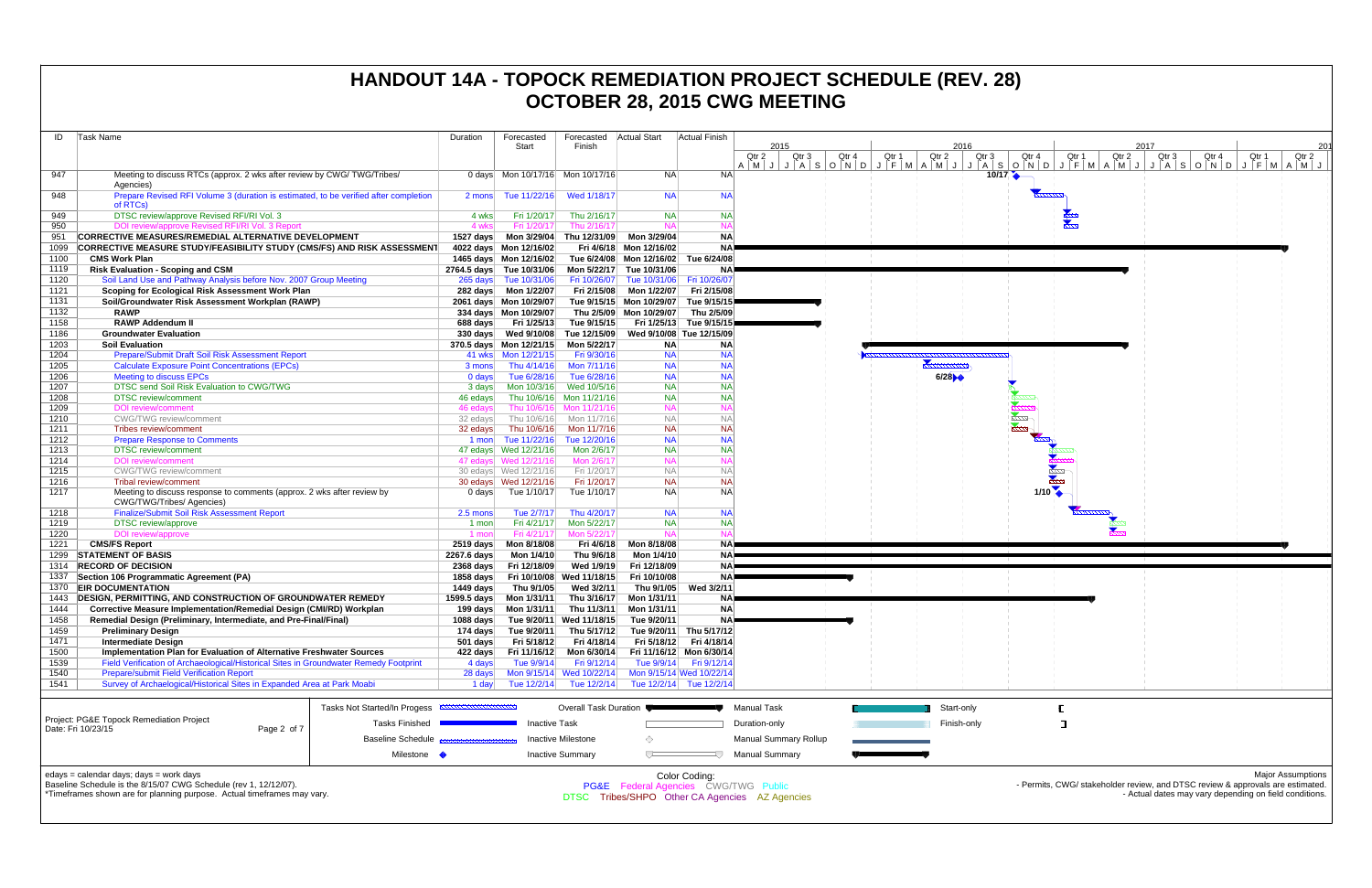# HANDOUT 14A - TOPOCK REMEDIATION PROJECT SCHEDULE (REV. 28)
# OCTOBER 28, 2015 CWG MEETING

| ID | Task Name | Duration | Forecasted Start | Forecasted Finish | Actual Start | Actual Finish |
|---|---|---|---|---|---|---|
| 947 | Meeting to discuss RTCs (approx. 2 wks after review by CWG/ TWG/Tribes/ Agencies) | 0 days | Mon 10/17/16 | Mon 10/17/16 | NA | NA |
| 948 | Prepare Revised RFI Volume 3 (duration is estimated, to be verified after completion of RTCs) | 2 mons | Tue 11/22/16 | Wed 1/18/17 | NA | NA |
| 949 | DTSC review/approve Revised RFI/RI Vol. 3 | 4 wks | Fri 1/20/17 | Thu 2/16/17 | NA | NA |
| 950 | DOI review/approve Revised RFI/RI Vol. 3 Report | 4 wks | Fri 1/20/17 | Thu 2/16/17 | NA | NA |
| 951 | **CORRECTIVE MEASURES/REMEDIAL ALTERNATIVE DEVELOPMENT** | **1527 days** | **Mon 3/29/04** | **Thu 12/31/09** | **Mon 3/29/04** | **NA** |
| 1099 | **CORRECTIVE MEASURE STUDY/FEASIBILITY STUDY (CMS/FS) AND RISK ASSESSMENT** | **4022 days** | **Mon 12/16/02** | **Fri 4/6/18** | **Mon 12/16/02** | **NA** |
| 1100 | **CMS Work Plan** | **1465 days** | **Mon 12/16/02** | **Tue 6/24/08** | **Mon 12/16/02** | **Tue 6/24/08** |
| 1119 | **Risk Evaluation - Scoping and CSM** | **2764.5 days** | **Tue 10/31/06** | **Mon 5/22/17** | **Tue 10/31/06** | **NA** |
| 1120 | Soil Land Use and Pathway Analysis before Nov. 2007 Group Meeting | 265 days | Tue 10/31/06 | Fri 10/26/07 | Tue 10/31/06 | Fri 10/26/07 |
| 1121 | **Scoping for Ecological Risk Assessment Work Plan** | **282 days** | **Mon 1/22/07** | **Fri 2/15/08** | **Mon 1/22/07** | **Fri 2/15/08** |
| 1131 | **Soil/Groundwater Risk Assessment Workplan (RAWP)** | **2061 days** | **Mon 10/29/07** | **Tue 9/15/15** | **Mon 10/29/07** | **Tue 9/15/15** |
| 1132 | **RAWP** | **334 days** | **Mon 10/29/07** | **Thu 2/5/09** | **Mon 10/29/07** | **Thu 2/5/09** |
| 1158 | **RAWP Addendum II** | **688 days** | **Fri 1/25/13** | **Tue 9/15/15** | **Fri 1/25/13** | **Tue 9/15/15** |
| 1186 | **Groundwater Evaluation** | **330 days** | **Wed 9/10/08** | **Tue 12/15/09** | **Wed 9/10/08** | **Tue 12/15/09** |
| 1203 | **Soil Evaluation** | **370.5 days** | **Mon 12/21/15** | **Mon 5/22/17** | **NA** | **NA** |
| 1204 | Prepare/Submit Draft Soil Risk Assessment Report | 41 wks | Mon 12/21/15 | Fri 9/30/16 | NA | NA |
| 1205 | Calculate Exposure Point Concentrations (EPCs) | 3 mons | Thu 4/14/16 | Mon 7/11/16 | NA | NA |
| 1206 | Meeting to discuss EPCs | 0 days | Tue 6/28/16 | Tue 6/28/16 | NA | NA |
| 1207 | DTSC send Soil Risk Evaluation to CWG/TWG | 3 days | Mon 10/3/16 | Wed 10/5/16 | NA | NA |
| 1208 | DTSC review/comment | 46 edays | Thu 10/6/16 | Mon 11/21/16 | NA | NA |
| 1209 | DOI review/comment | 46 edays | Thu 10/6/16 | Mon 11/21/16 | NA | NA |
| 1210 | CWG/TWG review/comment | 32 edays | Thu 10/6/16 | Mon 11/7/16 | NA | NA |
| 1211 | Tribes review/comment | 32 edays | Thu 10/6/16 | Mon 11/7/16 | NA | NA |
| 1212 | Prepare Response to Comments | 1 mon | Tue 11/22/16 | Tue 12/20/16 | NA | NA |
| 1213 | DTSC review/comment | 47 edays | Wed 12/21/16 | Mon 2/6/17 | NA | NA |
| 1214 | DOI review/comment | 47 edays | Wed 12/21/16 | Mon 2/6/17 | NA | NA |
| 1215 | CWG/TWG review/comment | 30 edays | Wed 12/21/16 | Fri 1/20/17 | NA | NA |
| 1216 | Tribal review/comment | 30 edays | Wed 12/21/16 | Fri 1/20/17 | NA | NA |
| 1217 | Meeting to discuss response to comments (approx. 2 wks after review by CWG/TWG/Tribes/ Agencies) | 0 days | Tue 1/10/17 | Tue 1/10/17 | NA | NA |
| 1218 | Finalize/Submit Soil Risk Assessment Report | 2.5 mons | Tue 2/7/17 | Thu 4/20/17 | NA | NA |
| 1219 | DTSC review/approve | 1 mon | Fri 4/21/17 | Mon 5/22/17 | NA | NA |
| 1220 | DOI review/approve | 1 mon | Fri 4/21/17 | Mon 5/22/17 | NA | NA |
| 1221 | **CMS/FS Report** | **2519 days** | **Mon 8/18/08** | **Fri 4/6/18** | **Mon 8/18/08** | **NA** |
| 1299 | **STATEMENT OF BASIS** | **2267.6 days** | **Mon 1/4/10** | **Thu 9/6/18** | **Mon 1/4/10** | **NA** |
| 1314 | **RECORD OF DECISION** | **2368 days** | **Fri 12/18/09** | **Wed 1/9/19** | **Fri 12/18/09** | **NA** |
| 1337 | **Section 106 Programmatic Agreement (PA)** | **1858 days** | **Fri 10/10/08** | **Wed 11/18/15** | **Fri 10/10/08** | **NA** |
| 1370 | **EIR DOCUMENTATION** | **1449 days** | **Thu 9/1/05** | **Wed 3/2/11** | **Thu 9/1/05** | **Wed 3/2/11** |
| 1443 | **DESIGN, PERMITTING, AND CONSTRUCTION OF GROUNDWATER REMEDY** | **1599.5 days** | **Mon 1/31/11** | **Thu 3/16/17** | **Mon 1/31/11** | **NA** |
| 1444 | **Corrective Measure Implementation/Remedial Design (CMI/RD) Workplan** | **199 days** | **Mon 1/31/11** | **Thu 11/3/11** | **Mon 1/31/11** | **NA** |
| 1458 | **Remedial Design (Preliminary, Intermediate, and Pre-Final/Final)** | **1088 days** | **Tue 9/20/11** | **Wed 11/18/15** | **Tue 9/20/11** | **NA** |
| 1459 | **Preliminary Design** | **174 days** | **Tue 9/20/11** | **Thu 5/17/12** | **Tue 9/20/11** | **Thu 5/17/12** |
| 1471 | **Intermediate Design** | **501 days** | **Fri 5/18/12** | **Fri 4/18/14** | **Fri 5/18/12** | **Fri 4/18/14** |
| 1500 | **Implementation Plan for Evaluation of Alternative Freshwater Sources** | **422 days** | **Fri 11/16/12** | **Mon 6/30/14** | **Fri 11/16/12** | **Mon 6/30/14** |
| 1539 | Field Verification of Archaeological/Historical Sites in Groundwater Remedy Footprint | 4 days | Tue 9/9/14 | Fri 9/12/14 | Tue 9/9/14 | Fri 9/12/14 |
| 1540 | Prepare/submit Field Verification Report | 28 days | Mon 9/15/14 | Wed 10/22/14 | Mon 9/15/14 | Wed 10/22/14 |
| 1541 | Survey of Archaeological/Historical Sites in Expanded Area at Park Moabi | 1 day | Tue 12/2/14 | Tue 12/2/14 | Tue 12/2/14 | Tue 12/2/14 |

Milestones shown on chart: 10/17 (ID 947), 6/28 (ID 1206), 1/10 (ID 1217).

Project: PG&E Topock Remediation Project
Date: Fri 10/23/15

Legend: Tasks Not Started/In Progess; Tasks Finished; Baseline Schedule; Milestone; Overall Task Duration; Inactive Task; Inactive Milestone; Inactive Summary; Manual Task; Duration-only; Manual Summary Rollup; Manual Summary; Start-only; Finish-only

edays = calendar days; days = work days
Baseline Schedule is the 8/15/07 CWG Schedule (rev 1, 12/12/07).
*Timeframes shown are for planning purpose. Actual timeframes may vary.

Color Coding:
PG&E Federal Agencies CWG/TWG Public
DTSC Tribes/SHPO Other CA Agencies AZ Agencies

Major Assumptions
- Permits, CWG/ stakeholder review, and DTSC review & approvals are estimated.
- Actual dates may vary depending on field conditions.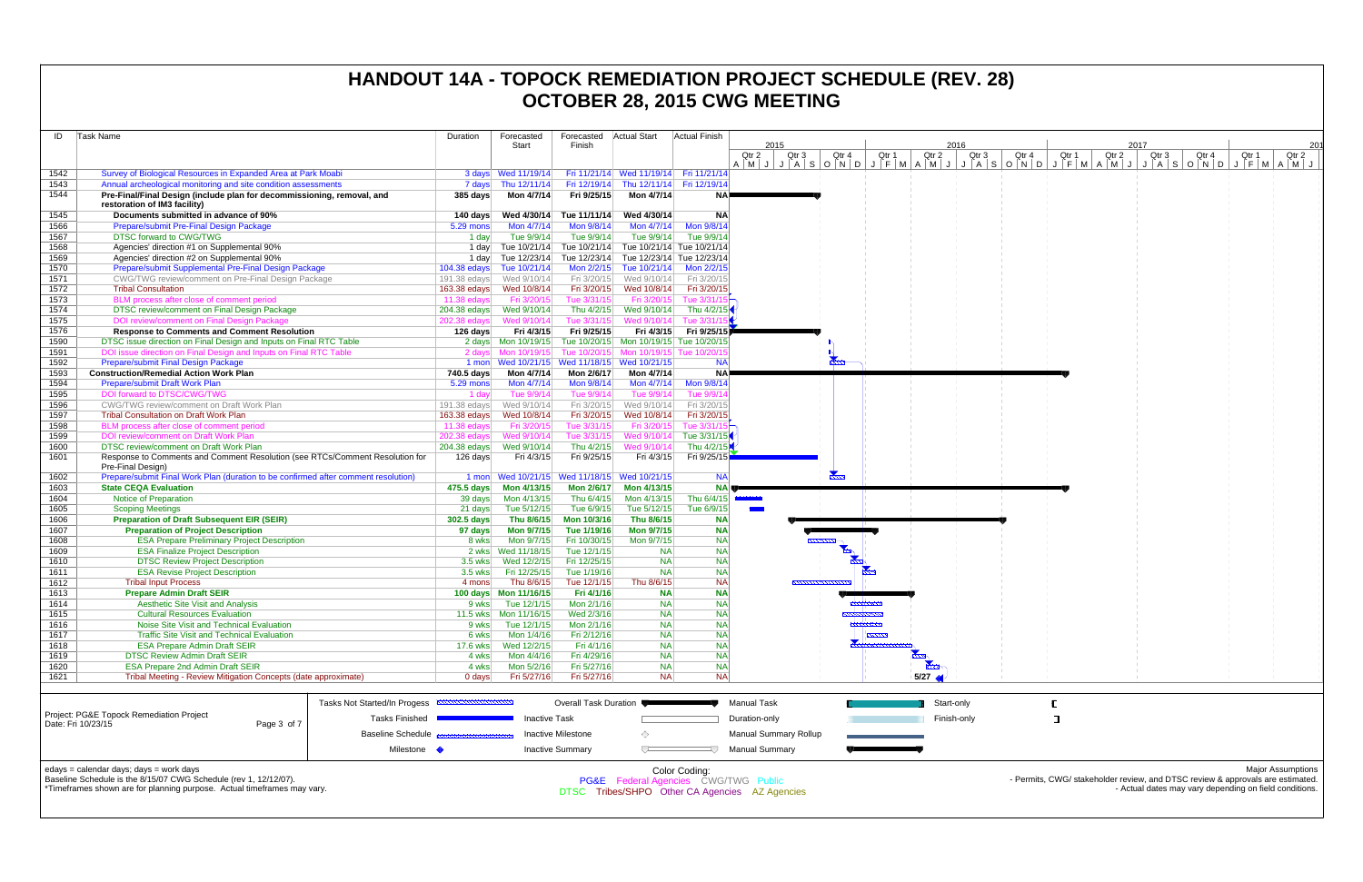# HANDOUT 14A - TOPOCK REMEDIATION PROJECT SCHEDULE (REV. 28)
# OCTOBER 28, 2015 CWG MEETING

| ID | Task Name | Duration | Forecasted Start | Forecasted Finish | Actual Start | Actual Finish |
|---|---|---|---|---|---|---|
| 1542 | Survey of Biological Resources in Expanded Area at Park Moabi | 3 days | Wed 11/19/14 | Fri 11/21/14 | Wed 11/19/14 | Fri 11/21/14 |
| 1543 | Annual archeological monitoring and site condition assessments | 7 days | Thu 12/11/14 | Fri 12/19/14 | Thu 12/11/14 | Fri 12/19/14 |
| 1544 | **Pre-Final/Final Design (include plan for decommissioning, removal, and restoration of IM3 facility)** | **385 days** | **Mon 4/7/14** | **Fri 9/25/15** | **Mon 4/7/14** | **NA** |
| 1545 | **Documents submitted in advance of 90%** | **140 days** | **Wed 4/30/14** | **Tue 11/11/14** | **Wed 4/30/14** | **NA** |
| 1566 | Prepare/submit Pre-Final Design Package | 5.29 mons | Mon 4/7/14 | Mon 9/8/14 | Mon 4/7/14 | Mon 9/8/14 |
| 1567 | DTSC forward to CWG/TWG | 1 day | Tue 9/9/14 | Tue 9/9/14 | Tue 9/9/14 | Tue 9/9/14 |
| 1568 | Agencies' direction #1 on Supplemental 90% | 1 day | Tue 10/21/14 | Tue 10/21/14 | Tue 10/21/14 | Tue 10/21/14 |
| 1569 | Agencies' direction #2 on Supplemental 90% | 1 day | Tue 12/23/14 | Tue 12/23/14 | Tue 12/23/14 | Tue 12/23/14 |
| 1570 | Prepare/submit Supplemental Pre-Final Design Package | 104.38 edays | Tue 10/21/14 | Mon 2/2/15 | Tue 10/21/14 | Mon 2/2/15 |
| 1571 | CWG/TWG review/comment on Pre-Final Design Package | 191.38 edays | Wed 9/10/14 | Fri 3/20/15 | Wed 9/10/14 | Fri 3/20/15 |
| 1572 | Tribal Consultation | 163.38 edays | Wed 10/8/14 | Fri 3/20/15 | Wed 10/8/14 | Fri 3/20/15 |
| 1573 | BLM process after close of comment period | 11.38 edays | Fri 3/20/15 | Tue 3/31/15 | Fri 3/20/15 | Tue 3/31/15 |
| 1574 | DTSC review/comment on Final Design Package | 204.38 edays | Wed 9/10/14 | Thu 4/2/15 | Wed 9/10/14 | Thu 4/2/15 |
| 1575 | DOI review/comment on Final Design Package | 202.38 edays | Wed 9/10/14 | Tue 3/31/15 | Wed 9/10/14 | Tue 3/31/15 |
| 1576 | **Response to Comments and Comment Resolution** | **126 days** | **Fri 4/3/15** | **Fri 9/25/15** | **Fri 4/3/15** | **Fri 9/25/15** |
| 1590 | DTSC issue direction on Final Design and Inputs on Final RTC Table | 2 days | Mon 10/19/15 | Tue 10/20/15 | Mon 10/19/15 | Tue 10/20/15 |
| 1591 | DOI issue direction on Final Design and Inputs on Final RTC Table | 2 days | Mon 10/19/15 | Tue 10/20/15 | Mon 10/19/15 | Tue 10/20/15 |
| 1592 | Prepare/submit Final Design Package | 1 mon | Wed 10/21/15 | Wed 11/18/15 | Wed 10/21/15 | NA |
| 1593 | **Construction/Remedial Action Work Plan** | **740.5 days** | **Mon 4/7/14** | **Mon 2/6/17** | **Mon 4/7/14** | **NA** |
| 1594 | Prepare/submit Draft Work Plan | 5.29 mons | Mon 4/7/14 | Mon 9/8/14 | Mon 4/7/14 | Mon 9/8/14 |
| 1595 | DOI forward to DTSC/CWG/TWG | 1 day | Tue 9/9/14 | Tue 9/9/14 | Tue 9/9/14 | Tue 9/9/14 |
| 1596 | CWG/TWG review/comment on Draft Work Plan | 191.38 edays | Wed 9/10/14 | Fri 3/20/15 | Wed 9/10/14 | Fri 3/20/15 |
| 1597 | Tribal Consultation on Draft Work Plan | 163.38 edays | Wed 10/8/14 | Fri 3/20/15 | Wed 10/8/14 | Fri 3/20/15 |
| 1598 | BLM process after close of comment period | 11.38 edays | Fri 3/20/15 | Tue 3/31/15 | Fri 3/20/15 | Tue 3/31/15 |
| 1599 | DOI review/comment on Draft Work Plan | 202.38 edays | Wed 9/10/14 | Tue 3/31/15 | Wed 9/10/14 | Tue 3/31/15 |
| 1600 | DTSC review/comment on Draft Work Plan | 204.38 edays | Wed 9/10/14 | Thu 4/2/15 | Wed 9/10/14 | Thu 4/2/15 |
| 1601 | Response to Comments and Comment Resolution (see RTCs/Comment Resolution for Pre-Final Design) | 126 days | Fri 4/3/15 | Fri 9/25/15 | Fri 4/3/15 | Fri 9/25/15 |
| 1602 | Prepare/submit Final Work Plan (duration to be confirmed after comment resolution) | 1 mon | Wed 10/21/15 | Wed 11/18/15 | Wed 10/21/15 | NA |
| 1603 | **State CEQA Evaluation** | **475.5 days** | **Mon 4/13/15** | **Mon 2/6/17** | **Mon 4/13/15** | **NA** |
| 1604 | Notice of Preparation | 39 days | Mon 4/13/15 | Thu 6/4/15 | Mon 4/13/15 | Thu 6/4/15 |
| 1605 | Scoping Meetings | 21 days | Tue 5/12/15 | Tue 6/9/15 | Tue 5/12/15 | Tue 6/9/15 |
| 1606 | **Preparation of Draft Subsequent EIR (SEIR)** | **302.5 days** | **Thu 8/6/15** | **Mon 10/3/16** | **Thu 8/6/15** | **NA** |
| 1607 | **Preparation of Project Description** | **97 days** | **Mon 9/7/15** | **Tue 1/19/16** | **Mon 9/7/15** | **NA** |
| 1608 | ESA Prepare Preliminary Project Description | 8 wks | Mon 9/7/15 | Fri 10/30/15 | Mon 9/7/15 | NA |
| 1609 | ESA Finalize Project Description | 2 wks | Wed 11/18/15 | Tue 12/1/15 | NA | NA |
| 1610 | DTSC Review Project Description | 3.5 wks | Wed 12/2/15 | Fri 12/25/15 | NA | NA |
| 1611 | ESA Revise Project Description | 3.5 wks | Fri 12/25/15 | Tue 1/19/16 | NA | NA |
| 1612 | Tribal Input Process | 4 mons | Thu 8/6/15 | Tue 12/1/15 | Thu 8/6/15 | NA |
| 1613 | **Prepare Admin Draft SEIR** | **100 days** | **Mon 11/16/15** | **Fri 4/1/16** | **NA** | **NA** |
| 1614 | Aesthetic Site Visit and Analysis | 9 wks | Tue 12/1/15 | Mon 2/1/16 | NA | NA |
| 1615 | Cultural Resources Evaluation | 11.5 wks | Mon 11/16/15 | Wed 2/3/16 | NA | NA |
| 1616 | Noise Site Visit and Technical Evaluation | 9 wks | Tue 12/1/15 | Mon 2/1/16 | NA | NA |
| 1617 | Traffic Site Visit and Technical Evaluation | 6 wks | Mon 1/4/16 | Fri 2/12/16 | NA | NA |
| 1618 | ESA Prepare Admin Draft SEIR | 17.6 wks | Wed 12/2/15 | Fri 4/1/16 | NA | NA |
| 1619 | DTSC Review Admin Draft SEIR | 4 wks | Mon 4/4/16 | Fri 4/29/16 | NA | NA |
| 1620 | ESA Prepare 2nd Admin Draft SEIR | 4 wks | Mon 5/2/16 | Fri 5/27/16 | NA | NA |
| 1621 | Tribal Meeting - Review Mitigation Concepts (date approximate) | 0 days | Fri 5/27/16 | Fri 5/27/16 | NA | NA |

Project: PG&E Topock Remediation Project
Date: Fri 10/23/15

Legend: Tasks Not Started/In Progess; Tasks Finished; Baseline Schedule; Milestone; Overall Task Duration; Inactive Task; Inactive Milestone; Inactive Summary; Manual Task; Duration-only; Manual Summary Rollup; Manual Summary; Start-only; Finish-only

edays = calendar days; days = work days
Baseline Schedule is the 8/15/07 CWG Schedule (rev 1, 12/12/07).
*Timeframes shown are for planning purpose. Actual timeframes may vary.

Color Coding:
PG&E Federal Agencies CWG/TWG Public
DTSC Tribes/SHPO Other CA Agencies AZ Agencies

Major Assumptions
- Permits, CWG/ stakeholder review, and DTSC review & approvals are estimated.
- Actual dates may vary depending on field conditions.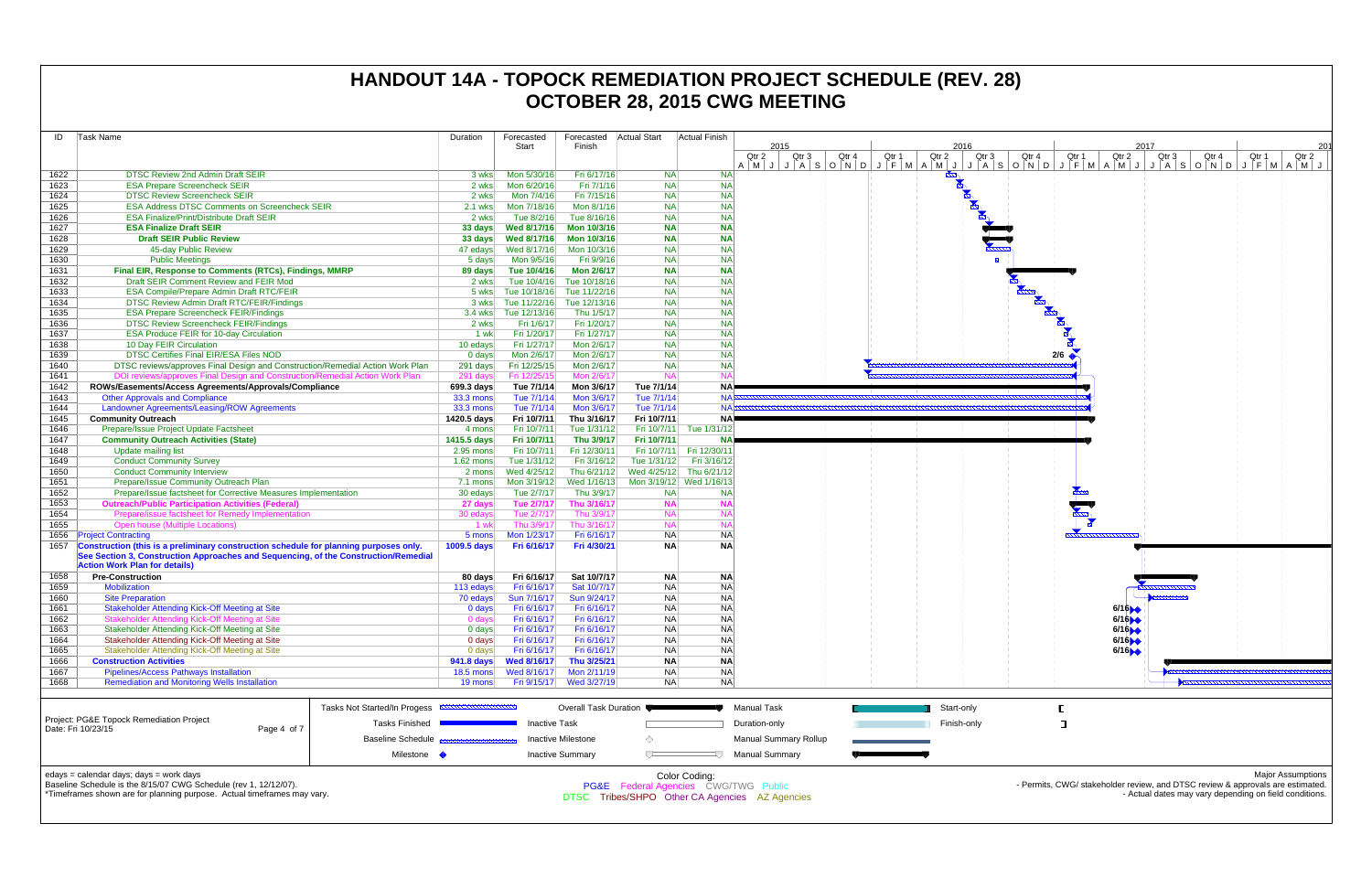# HANDOUT 14A - TOPOCK REMEDIATION PROJECT SCHEDULE (REV. 28)
# OCTOBER 28, 2015 CWG MEETING

| ID | Task Name | Duration | Forecasted Start | Forecasted Finish | Actual Start | Actual Finish |
|---|---|---|---|---|---|---|
| 1622 | DTSC Review 2nd Admin Draft SEIR | 3 wks | Mon 5/30/16 | Fri 6/17/16 | NA | NA |
| 1623 | ESA Prepare Screencheck SEIR | 2 wks | Mon 6/20/16 | Fri 7/1/16 | NA | NA |
| 1624 | DTSC Review Screencheck SEIR | 2 wks | Mon 7/4/16 | Fri 7/15/16 | NA | NA |
| 1625 | ESA Address DTSC Comments on Screencheck SEIR | 2.1 wks | Mon 7/18/16 | Mon 8/1/16 | NA | NA |
| 1626 | ESA Finalize/Print/Distribute Draft SEIR | 2 wks | Tue 8/2/16 | Tue 8/16/16 | NA | NA |
| 1627 | **ESA Finalize Draft SEIR** | **33 days** | **Wed 8/17/16** | **Mon 10/3/16** | **NA** | **NA** |
| 1628 | **Draft SEIR Public Review** | **33 days** | **Wed 8/17/16** | **Mon 10/3/16** | **NA** | **NA** |
| 1629 | 45-day Public Review | 47 edays | Wed 8/17/16 | Mon 10/3/16 | NA | NA |
| 1630 | Public Meetings | 5 days | Mon 9/5/16 | Fri 9/9/16 | NA | NA |
| 1631 | **Final EIR, Response to Comments (RTCs), Findings, MMRP** | **89 days** | **Tue 10/4/16** | **Mon 2/6/17** | **NA** | **NA** |
| 1632 | Draft SEIR Comment Review and FEIR Mod | 2 wks | Tue 10/4/16 | Tue 10/18/16 | NA | NA |
| 1633 | ESA Compile/Prepare Admin Draft RTC/FEIR | 5 wks | Tue 10/18/16 | Tue 11/22/16 | NA | NA |
| 1634 | DTSC Review Admin Draft RTC/FEIR/Findings | 3 wks | Tue 11/22/16 | Tue 12/13/16 | NA | NA |
| 1635 | ESA Prepare Screencheck FEIR/Findings | 3.4 wks | Tue 12/13/16 | Thu 1/5/17 | NA | NA |
| 1636 | DTSC Review Screencheck FEIR/Findings | 2 wks | Fri 1/6/17 | Fri 1/20/17 | NA | NA |
| 1637 | ESA Produce FEIR for 10-day Circulation | 1 wk | Fri 1/20/17 | Fri 1/27/17 | NA | NA |
| 1638 | 10 Day FEIR Circulation | 10 edays | Fri 1/27/17 | Mon 2/6/17 | NA | NA |
| 1639 | DTSC Certifies Final EIR/ESA Files NOD | 0 days | Mon 2/6/17 | Mon 2/6/17 | NA | NA |
| 1640 | DTSC reviews/approves Final Design and Construction/Remedial Action Work Plan | 291 days | Fri 12/25/15 | Mon 2/6/17 | NA | NA |
| 1641 | DOI reviews/approves Final Design and Construction/Remedial Action Work Plan | 291 days | Fri 12/25/15 | Mon 2/6/17 | NA | NA |
| 1642 | **ROWs/Easements/Access Agreements/Approvals/Compliance** | **699.3 days** | **Tue 7/1/14** | **Mon 3/6/17** | **Tue 7/1/14** | **NA** |
| 1643 | Other Approvals and Compliance | 33.3 mons | Tue 7/1/14 | Mon 3/6/17 | Tue 7/1/14 | NA |
| 1644 | Landowner Agreements/Leasing/ROW Agreements | 33.3 mons | Tue 7/1/14 | Mon 3/6/17 | Tue 7/1/14 | NA |
| 1645 | **Community Outreach** | **1420.5 days** | **Fri 10/7/11** | **Thu 3/16/17** | **Fri 10/7/11** | **NA** |
| 1646 | Prepare/Issue Project Update Factsheet | 4 mons | Fri 10/7/11 | Tue 1/31/12 | Fri 10/7/11 | Tue 1/31/12 |
| 1647 | **Community Outreach Activities (State)** | **1415.5 days** | **Fri 10/7/11** | **Thu 3/9/17** | **Fri 10/7/11** | **NA** |
| 1648 | Update mailing list | 2.95 mons | Fri 10/7/11 | Fri 12/30/11 | Fri 10/7/11 | Fri 12/30/11 |
| 1649 | Conduct Community Survey | 1.62 mons | Tue 1/31/12 | Fri 3/16/12 | Tue 1/31/12 | Fri 3/16/12 |
| 1650 | Conduct Community Interview | 2 mons | Wed 4/25/12 | Thu 6/21/12 | Wed 4/25/12 | Thu 6/21/12 |
| 1651 | Prepare/Issue Community Outreach Plan | 7.1 mons | Mon 3/19/12 | Wed 1/16/13 | Mon 3/19/12 | Wed 1/16/13 |
| 1652 | Prepare/Issue factsheet for Corrective Measures Implementation | 30 edays | Tue 2/7/17 | Thu 3/9/17 | NA | NA |
| 1653 | **Outreach/Public Participation Activities (Federal)** | **27 days** | **Tue 2/7/17** | **Thu 3/16/17** | **NA** | **NA** |
| 1654 | Prepare/issue factsheet for Remedy Implementation | 30 edays | Tue 2/7/17 | Thu 3/9/17 | NA | NA |
| 1655 | Open house (Multiple Locations) | 1 wk | Thu 3/9/17 | Thu 3/16/17 | NA | NA |
| 1656 | Project Contracting | 5 mons | Mon 1/23/17 | Fri 6/16/17 | NA | NA |
| 1657 | **Construction (this is a preliminary construction schedule for planning purposes only. See Section 3, Construction Approaches and Sequencing, of the Construction/Remedial Action Work Plan for details)** | **1009.5 days** | **Fri 6/16/17** | **Fri 4/30/21** | **NA** | **NA** |
| 1658 | **Pre-Construction** | **80 days** | **Fri 6/16/17** | **Sat 10/7/17** | **NA** | **NA** |
| 1659 | Mobilization | 113 edays | Fri 6/16/17 | Sat 10/7/17 | NA | NA |
| 1660 | Site Preparation | 70 edays | Sun 7/16/17 | Sun 9/24/17 | NA | NA |
| 1661 | Stakeholder Attending Kick-Off Meeting at Site | 0 days | Fri 6/16/17 | Fri 6/16/17 | NA | NA |
| 1662 | Stakeholder Attending Kick-Off Meeting at Site | 0 days | Fri 6/16/17 | Fri 6/16/17 | NA | NA |
| 1663 | Stakeholder Attending Kick-Off Meeting at Site | 0 days | Fri 6/16/17 | Fri 6/16/17 | NA | NA |
| 1664 | Stakeholder Attending Kick-Off Meeting at Site | 0 days | Fri 6/16/17 | Fri 6/16/17 | NA | NA |
| 1665 | Stakeholder Attending Kick-Off Meeting at Site | 0 days | Fri 6/16/17 | Fri 6/16/17 | NA | NA |
| 1666 | **Construction Activities** | **941.8 days** | **Wed 8/16/17** | **Thu 3/25/21** | **NA** | **NA** |
| 1667 | Pipelines/Access Pathways Installation | 18.5 mons | Wed 8/16/17 | Mon 2/11/19 | NA | NA |
| 1668 | Remediation and Monitoring Wells Installation | 19 mons | Fri 9/15/17 | Wed 3/27/19 | NA | NA |

Project: PG&E Topock Remediation Project
Date: Fri 10/23/15

Legend: Tasks Not Started/In Progess; Tasks Finished; Baseline Schedule; Milestone; Overall Task Duration; Inactive Task; Inactive Milestone; Inactive Summary; Manual Task; Duration-only; Manual Summary Rollup; Manual Summary; Start-only; Finish-only

edays = calendar days; days = work days
Baseline Schedule is the 8/15/07 CWG Schedule (rev 1, 12/12/07).
*Timeframes shown are for planning purpose. Actual timeframes may vary.

Color Coding:
PG&E Federal Agencies CWG/TWG Public
DTSC Tribes/SHPO Other CA Agencies AZ Agencies

Major Assumptions
- Permits, CWG/ stakeholder review, and DTSC review & approvals are estimated.
- Actual dates may vary depending on field conditions.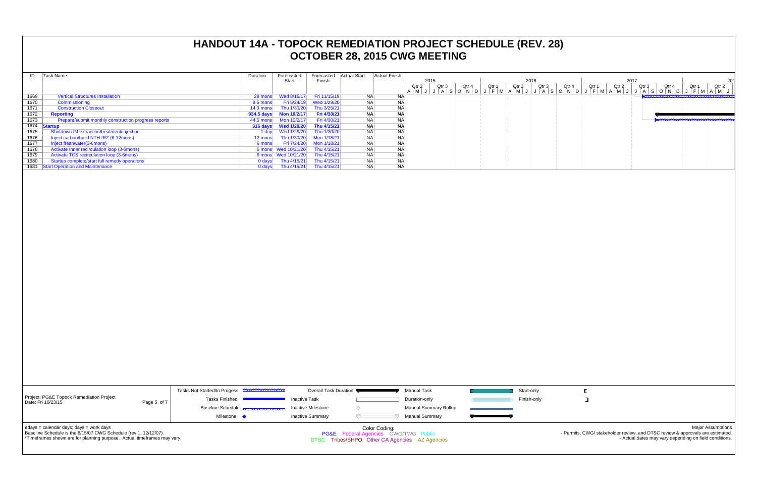# HANDOUT 14A - TOPOCK REMEDIATION PROJECT SCHEDULE (REV. 28)
## OCTOBER 28, 2015 CWG MEETING

| ID | Task Name | Duration | Forecasted Start | Forecasted Finish | Actual Start | Actual Finish |
|---|---|---|---|---|---|---|
| 1669 | Vertical Structures Installation | 28 mons | Wed 8/16/17 | Fri 11/15/19 | NA | NA |
| 1670 | Commissioning | 8.5 mons | Fri 5/24/19 | Wed 1/29/20 | NA | NA |
| 1671 | Construction Closeout | 14.3 mons | Thu 1/30/20 | Thu 3/25/21 | NA | NA |
| 1672 | **Reporting** | **934.5 days** | **Mon 10/2/17** | **Fri 4/30/21** | **NA** | **NA** |
| 1673 | Prepare/submit monthly construction progress reports | 44.5 mons | Mon 10/2/17 | Fri 4/30/21 | NA | NA |
| 1674 | **Startup** | **316 days** | **Wed 1/29/20** | **Thu 4/15/21** | **NA** | **NA** |
| 1675 | Shutdown IM extraction/treatment/injection | 1 day | Wed 1/29/20 | Thu 1/30/20 | NA | NA |
| 1676 | Inject carbon/build NTH IRZ (6-12mons) | 12 mons | Thu 1/30/20 | Mon 1/18/21 | NA | NA |
| 1677 | Inject freshwater(3-6mons) | 6 mons | Fri 7/24/20 | Mon 1/18/21 | NA | NA |
| 1678 | Activate Inner recirculation loop (3-6mons) | 6 mons | Wed 10/21/20 | Thu 4/15/21 | NA | NA |
| 1679 | Activate TCS recirculation loop (3-6mons) | 6 mons | Wed 10/21/20 | Thu 4/15/21 | NA | NA |
| 1680 | Startup complete/start full remedy operations | 0 days | Thu 4/15/21 | Thu 4/15/21 | NA | NA |
| 1681 | Start Operation and Maintenance | 0 days | Thu 4/15/21 | Thu 4/15/21 | NA | NA |

2015: Qtr 2, Qtr 3, Qtr 4
2016: Qtr 1, Qtr 2, Qtr 3, Qtr 4
2017: Qtr 1, Qtr 2, Qtr 3, Qtr 4
201: Qtr 1, Qtr 2

Project: PG&E Topock Remediation Project
Date: Fri 10/23/15

Tasks Not Started/In Progess
Tasks Finished
Baseline Schedule
Milestone
Overall Task Duration
Inactive Task
Inactive Milestone
Inactive Summary
Manual Task
Duration-only
Manual Summary Rollup
Manual Summary
Start-only
Finish-only

edays = calendar days; days = work days
Baseline Schedule is the 8/15/07 CWG Schedule (rev 1, 12/12/07).
*Timeframes shown are for planning purpose. Actual timeframes may vary.

Color Coding:
PG&E Federal Agencies CWG/TWG Public
DTSC Tribes/SHPO Other CA Agencies AZ Agencies

Major Assumptions
- Permits, CWG/ stakeholder review, and DTSC review & approvals are estimated.
- Actual dates may vary depending on field conditions.